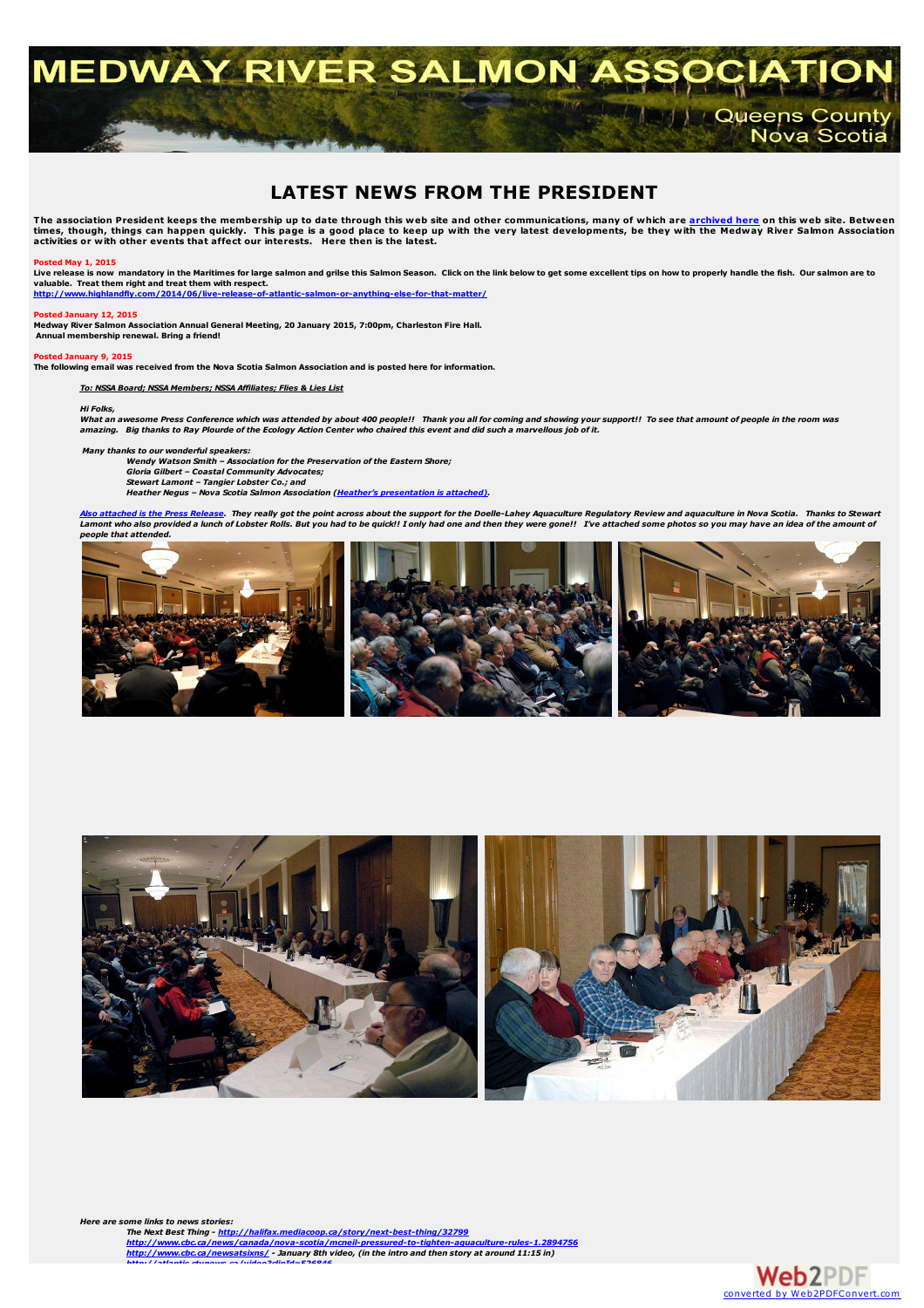# MEDWAY RIVER SALMON ASSOCIATION

Queens County
Nova Scotia

## LATEST NEWS FROM THE PRESIDENT

**The association President keeps the membership up to date through this web site and other communications, many of which are archived here on this web site. Between times, though, things can happen quickly. This page is a good place to keep up with the very latest developments, be they with the Medway River Salmon Association activities or with other events that affect our interests. Here then is the latest.**

**Posted May 1, 2015**

**Live release is now mandatory in the Maritimes for large salmon and grilse this Salmon Season. Click on the link below to get some excellent tips on how to properly handle the fish. Our salmon are to valuable. Treat them right and treat them with respect.**
**http://www.highlandfly.com/2014/06/live-release-of-atlantic-salmon-or-anything-else-for-that-matter/**

**Posted January 12, 2015**

**Medway River Salmon Association Annual General Meeting, 20 January 2015, 7:00pm, Charleston Fire Hall.**
**Annual membership renewal. Bring a friend!**

**Posted January 9, 2015**

**The following email was received from the Nova Scotia Salmon Association and is posted here for information.**

***To: NSSA Board; NSSA Members; NSSA Affiliates; Flies & Lies List***

***Hi Folks,***
***What an awesome Press Conference which was attended by about 400 people!! Thank you all for coming and showing your support!! To see that amount of people in the room was amazing. Big thanks to Ray Plourde of the Ecology Action Center who chaired this event and did such a marvellous job of it.***

***Many thanks to our wonderful speakers:***
- ***Wendy Watson Smith – Association for the Preservation of the Eastern Shore;***
- ***Gloria Gilbert – Coastal Community Advocates;***
- ***Stewart Lamont – Tangier Lobster Co.; and***
- ***Heather Negus – Nova Scotia Salmon Association (Heather's presentation is attached).***

***Also attached is the Press Release. They really got the point across about the support for the Doelle-Lahey Aquaculture Regulatory Review and aquaculture in Nova Scotia. Thanks to Stewart Lamont who also provided a lunch of Lobster Rolls. But you had to be quick!! I only had one and then they were gone!! I've attached some photos so you may have an idea of the amount of people that attended.***

***Here are some links to news stories:***
- ***The Next Best Thing - http://halifax.mediacoop.ca/story/next-best-thing/32799***
- ***http://www.cbc.ca/news/canada/nova-scotia/mcneil-pressured-to-tighten-aquaculture-rules-1.2894756***
- ***http://www.cbc.ca/newsatsixns/ - January 8th video, (in the intro and then story at around 11:15 in)***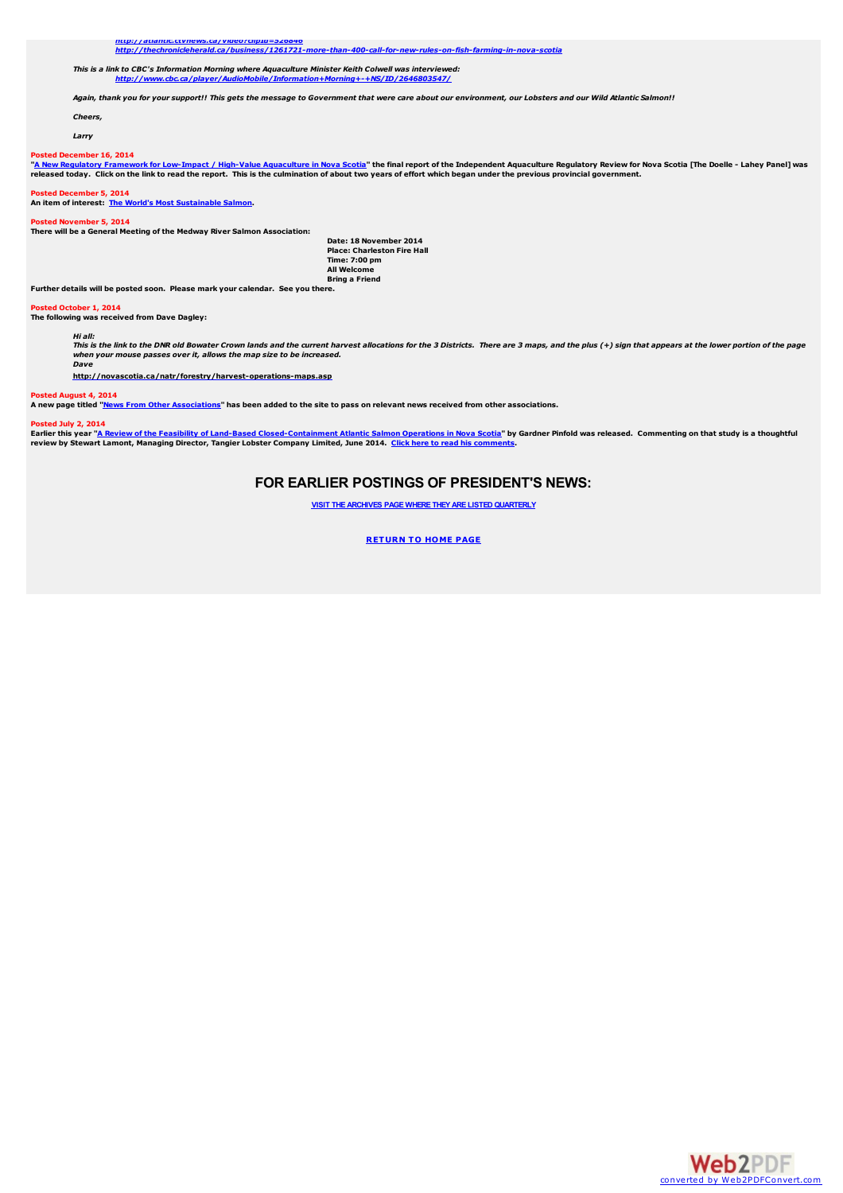*http://atlantic.ctvnews.ca/video?clipId=520846*
*http://thechronicleherald.ca/business/1261721-more-than-400-call-for-new-rules-on-fish-farming-in-nova-scotia*

*This is a link to CBC's Information Morning where Aquaculture Minister Keith Colwell was interviewed:*
*http://www.cbc.ca/player/AudioMobile/Information+Morning+-+NS/ID/2646803547/*

*Again, thank you for your support!! This gets the message to Government that were care about our environment, our Lobsters and our Wild Atlantic Salmon!!*

*Cheers,*

*Larry*

**Posted December 16, 2014**
**"A New Regulatory Framework for Low-Impact / High-Value Aquaculture in Nova Scotia" the final report of the Independent Aquaculture Regulatory Review for Nova Scotia [The Doelle - Lahey Panel] was released today. Click on the link to read the report. This is the culmination of about two years of effort which began under the previous provincial government.**

**Posted December 5, 2014**
**An item of interest: The World's Most Sustainable Salmon.**

**Posted November 5, 2014**
**There will be a General Meeting of the Medway River Salmon Association:**

**Date: 18 November 2014**
**Place: Charleston Fire Hall**
**Time: 7:00 pm**
**All Welcome**
**Bring a Friend**

**Further details will be posted soon. Please mark your calendar. See you there.**

**Posted October 1, 2014**
**The following was received from Dave Dagley:**

***Hi all:***
***This is the link to the DNR old Bowater Crown lands and the current harvest allocations for the 3 Districts. There are 3 maps, and the plus (+) sign that appears at the lower portion of the page when your mouse passes over it, allows the map size to be increased.***
***Dave***

**http://novascotia.ca/natr/forestry/harvest-operations-maps.asp**

**Posted August 4, 2014**
**A new page titled "News From Other Associations" has been added to the site to pass on relevant news received from other associations.**

**Posted July 2, 2014**
**Earlier this year "A Review of the Feasibility of Land-Based Closed-Containment Atlantic Salmon Operations in Nova Scotia" by Gardner Pinfold was released. Commenting on that study is a thoughtful review by Stewart Lamont, Managing Director, Tangier Lobster Company Limited, June 2014. Click here to read his comments.**

## FOR EARLIER POSTINGS OF PRESIDENT'S NEWS:

**VISIT THE ARCHIVES PAGE WHERE THEY ARE LISTED QUARTERLY**

**RETURN TO HOME PAGE**